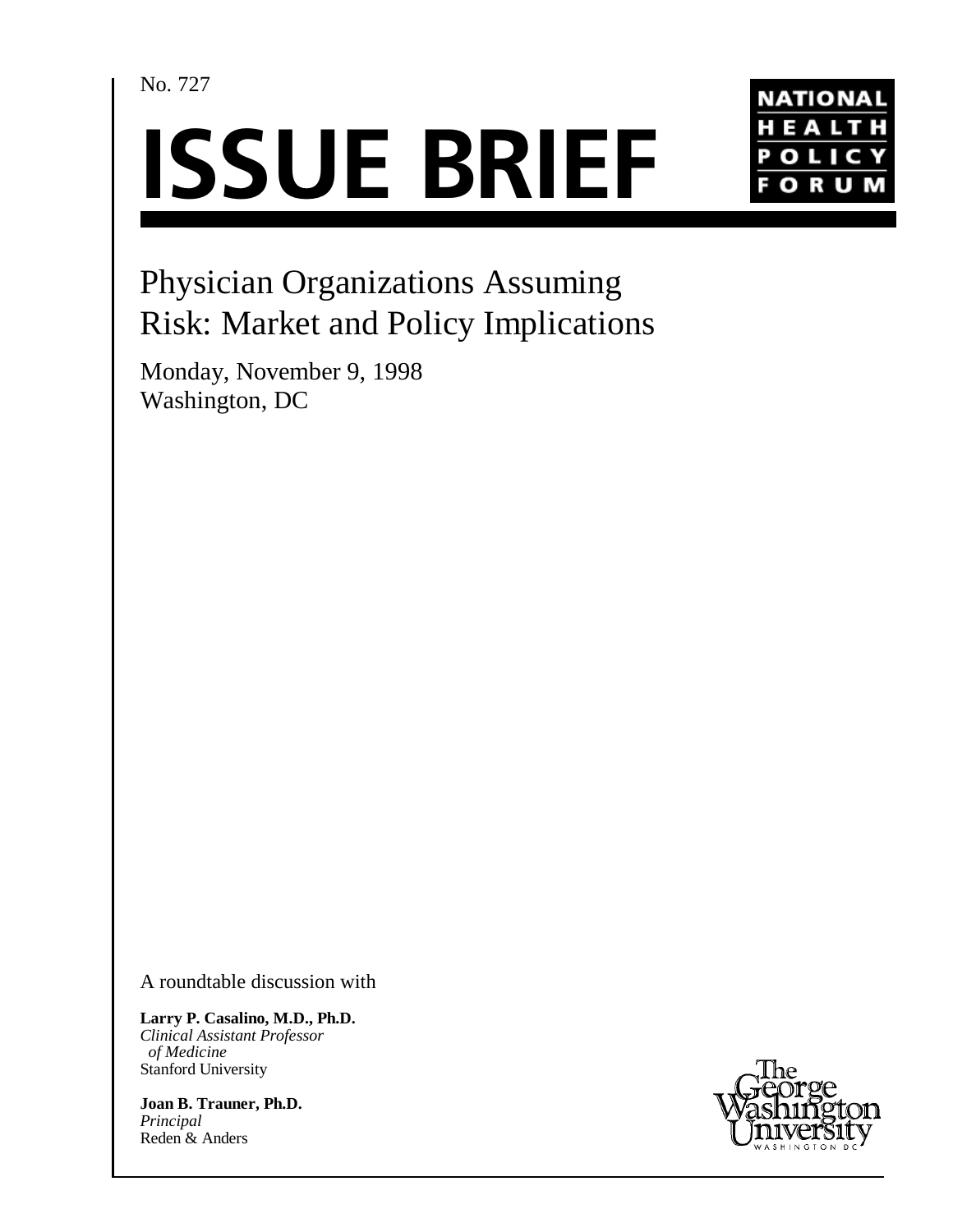No. 727

# ISSUE BRIEF

NATIONAL HEALTH POLICY FORUM

## Physician Organizations Assuming Risk: Market and Policy Implications

Monday, November 9, 1998
Washington, DC

A roundtable discussion with

**Larry P. Casalino, M.D., Ph.D.**
*Clinical Assistant Professor of Medicine*
Stanford University

**Joan B. Trauner, Ph.D.**
*Principal*
Reden & Anders

The George Washington University
WASHINGTON DC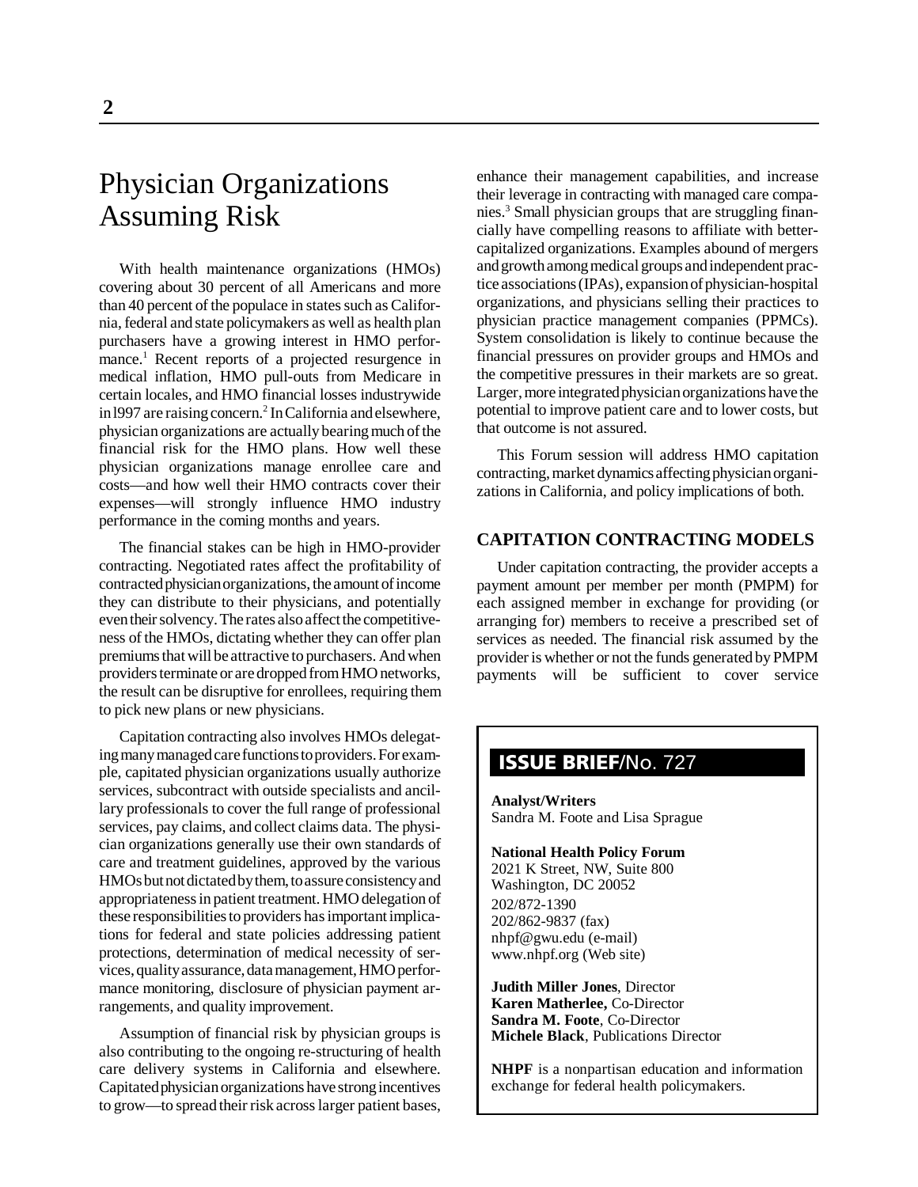# Physician Organizations Assuming Risk

With health maintenance organizations (HMOs) covering about 30 percent of all Americans and more than 40 percent of the populace in states such as California, federal and state policymakers as well as health plan purchasers have a growing interest in HMO performance.[1] Recent reports of a projected resurgence in medical inflation, HMO pull-outs from Medicare in certain locales, and HMO financial losses industrywide in l997 are raising concern.[2] In California and elsewhere, physician organizations are actually bearing much of the financial risk for the HMO plans. How well these physician organizations manage enrollee care and costs—and how well their HMO contracts cover their expenses—will strongly influence HMO industry performance in the coming months and years.

The financial stakes can be high in HMO-provider contracting. Negotiated rates affect the profitability of contracted physician organizations, the amount of income they can distribute to their physicians, and potentially even their solvency. The rates also affect the competitiveness of the HMOs, dictating whether they can offer plan premiums that will be attractive to purchasers. And when providers terminate or are dropped from HMO networks, the result can be disruptive for enrollees, requiring them to pick new plans or new physicians.

Capitation contracting also involves HMOs delegating many managed care functions to providers. For example, capitated physician organizations usually authorize services, subcontract with outside specialists and ancillary professionals to cover the full range of professional services, pay claims, and collect claims data. The physician organizations generally use their own standards of care and treatment guidelines, approved by the various HMOs but not dictated by them, to assure consistency and appropriateness in patient treatment. HMO delegation of these responsibilities to providers has important implications for federal and state policies addressing patient protections, determination of medical necessity of services, quality assurance, data management, HMO performance monitoring, disclosure of physician payment arrangements, and quality improvement.

Assumption of financial risk by physician groups is also contributing to the ongoing re-structuring of health care delivery systems in California and elsewhere. Capitated physician organizations have strong incentives to grow—to spread their risk across larger patient bases, enhance their management capabilities, and increase their leverage in contracting with managed care companies.[3] Small physician groups that are struggling financially have compelling reasons to affiliate with better-capitalized organizations. Examples abound of mergers and growth among medical groups and independent practice associations (IPAs), expansion of physician-hospital organizations, and physicians selling their practices to physician practice management companies (PPMCs). System consolidation is likely to continue because the financial pressures on provider groups and HMOs and the competitive pressures in their markets are so great. Larger, more integrated physician organizations have the potential to improve patient care and to lower costs, but that outcome is not assured.

This Forum session will address HMO capitation contracting, market dynamics affecting physician organizations in California, and policy implications of both.

## CAPITATION CONTRACTING MODELS

Under capitation contracting, the provider accepts a payment amount per member per month (PMPM) for each assigned member in exchange for providing (or arranging for) members to receive a prescribed set of services as needed. The financial risk assumed by the provider is whether or not the funds generated by PMPM payments will be sufficient to cover service

---

**ISSUE BRIEF**/No. 727

**Analyst/Writers**
Sandra M. Foote and Lisa Sprague

**National Health Policy Forum**
2021 K Street, NW, Suite 800
Washington, DC 20052
202/872-1390
202/862-9837 (fax)
nhpf@gwu.edu (e-mail)
www.nhpf.org (Web site)

**Judith Miller Jones**, Director
**Karen Matherlee,** Co-Director
**Sandra M. Foote**, Co-Director
**Michele Black**, Publications Director

**NHPF** is a nonpartisan education and information exchange for federal health policymakers.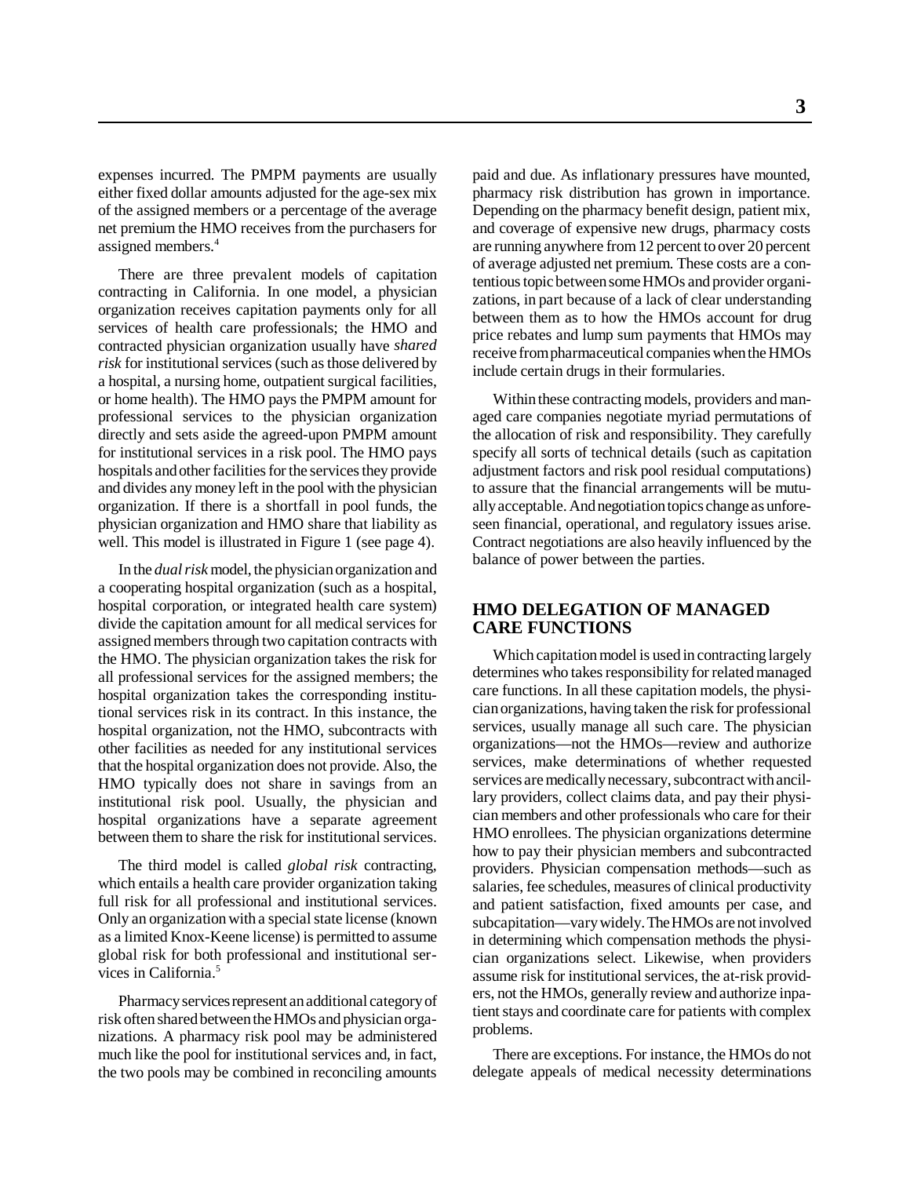expenses incurred. The PMPM payments are usually either fixed dollar amounts adjusted for the age-sex mix of the assigned members or a percentage of the average net premium the HMO receives from the purchasers for assigned members.[4]

There are three prevalent models of capitation contracting in California. In one model, a physician organization receives capitation payments only for all services of health care professionals; the HMO and contracted physician organization usually have *shared risk* for institutional services (such as those delivered by a hospital, a nursing home, outpatient surgical facilities, or home health). The HMO pays the PMPM amount for professional services to the physician organization directly and sets aside the agreed-upon PMPM amount for institutional services in a risk pool. The HMO pays hospitals and other facilities for the services they provide and divides any money left in the pool with the physician organization. If there is a shortfall in pool funds, the physician organization and HMO share that liability as well. This model is illustrated in Figure 1 (see page 4).

In the *dual risk* model, the physician organization and a cooperating hospital organization (such as a hospital, hospital corporation, or integrated health care system) divide the capitation amount for all medical services for assigned members through two capitation contracts with the HMO. The physician organization takes the risk for all professional services for the assigned members; the hospital organization takes the corresponding institutional services risk in its contract. In this instance, the hospital organization, not the HMO, subcontracts with other facilities as needed for any institutional services that the hospital organization does not provide. Also, the HMO typically does not share in savings from an institutional risk pool. Usually, the physician and hospital organizations have a separate agreement between them to share the risk for institutional services.

The third model is called *global risk* contracting, which entails a health care provider organization taking full risk for all professional and institutional services. Only an organization with a special state license (known as a limited Knox-Keene license) is permitted to assume global risk for both professional and institutional services in California.[5]

Pharmacy services represent an additional category of risk often shared between the HMOs and physician organizations. A pharmacy risk pool may be administered much like the pool for institutional services and, in fact, the two pools may be combined in reconciling amounts paid and due. As inflationary pressures have mounted, pharmacy risk distribution has grown in importance. Depending on the pharmacy benefit design, patient mix, and coverage of expensive new drugs, pharmacy costs are running anywhere from 12 percent to over 20 percent of average adjusted net premium. These costs are a contentious topic between some HMOs and provider organizations, in part because of a lack of clear understanding between them as to how the HMOs account for drug price rebates and lump sum payments that HMOs may receive from pharmaceutical companies when the HMOs include certain drugs in their formularies.

Within these contracting models, providers and managed care companies negotiate myriad permutations of the allocation of risk and responsibility. They carefully specify all sorts of technical details (such as capitation adjustment factors and risk pool residual computations) to assure that the financial arrangements will be mutually acceptable. And negotiation topics change as unforeseen financial, operational, and regulatory issues arise. Contract negotiations are also heavily influenced by the balance of power between the parties.

## HMO DELEGATION OF MANAGED CARE FUNCTIONS

Which capitation model is used in contracting largely determines who takes responsibility for related managed care functions. In all these capitation models, the physician organizations, having taken the risk for professional services, usually manage all such care. The physician organizations—not the HMOs—review and authorize services, make determinations of whether requested services are medically necessary, subcontract with ancillary providers, collect claims data, and pay their physician members and other professionals who care for their HMO enrollees. The physician organizations determine how to pay their physician members and subcontracted providers. Physician compensation methods—such as salaries, fee schedules, measures of clinical productivity and patient satisfaction, fixed amounts per case, and subcapitation—vary widely. The HMOs are not involved in determining which compensation methods the physician organizations select. Likewise, when providers assume risk for institutional services, the at-risk providers, not the HMOs, generally review and authorize inpatient stays and coordinate care for patients with complex problems.

There are exceptions. For instance, the HMOs do not delegate appeals of medical necessity determinations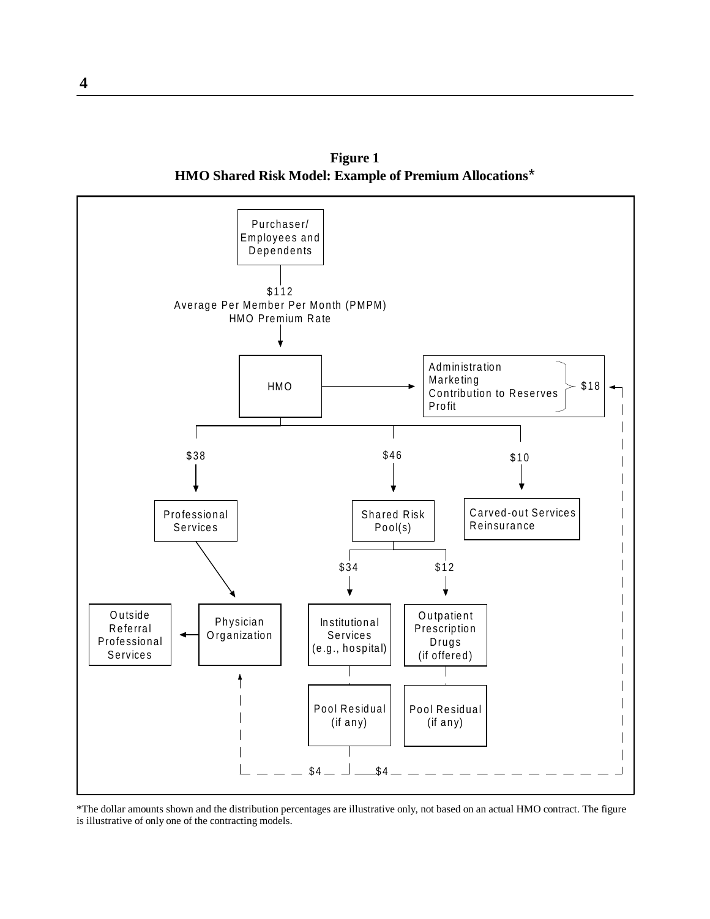**Figure 1**
**HMO Shared Risk Model: Example of Premium Allocations***

Purchaser/ Employees and Dependents

$112
Average Per Member Per Month (PMPM)
HMO Premium Rate

HMO

Administration
Marketing
Contribution to Reserves
Profit
$18

$38

Professional Services

$46

Shared Risk Pool(s)

$10

Carved-out Services
Reinsurance

$34

$12

Outside Referral Professional Services

Physician Organization

Institutional Services (e.g., hospital)

Outpatient Prescription Drugs (if offered)

Pool Residual (if any)

Pool Residual (if any)

$4

$4

*The dollar amounts shown and the distribution percentages are illustrative only, not based on an actual HMO contract. The figure is illustrative of only one of the contracting models.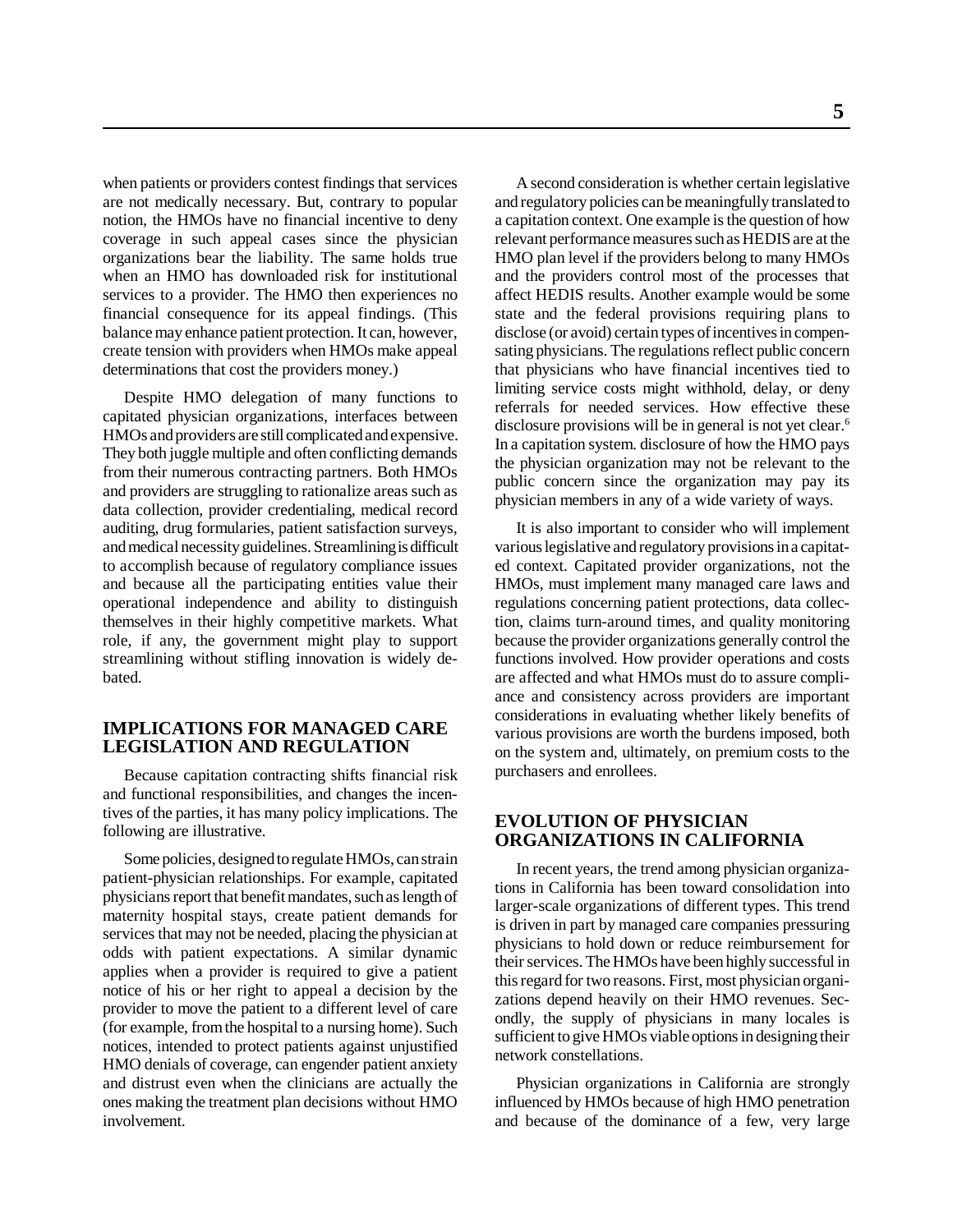when patients or providers contest findings that services are not medically necessary. But, contrary to popular notion, the HMOs have no financial incentive to deny coverage in such appeal cases since the physician organizations bear the liability. The same holds true when an HMO has downloaded risk for institutional services to a provider. The HMO then experiences no financial consequence for its appeal findings. (This balance may enhance patient protection. It can, however, create tension with providers when HMOs make appeal determinations that cost the providers money.)

Despite HMO delegation of many functions to capitated physician organizations, interfaces between HMOs and providers are still complicated and expensive. They both juggle multiple and often conflicting demands from their numerous contracting partners. Both HMOs and providers are struggling to rationalize areas such as data collection, provider credentialing, medical record auditing, drug formularies, patient satisfaction surveys, and medical necessity guidelines. Streamlining is difficult to accomplish because of regulatory compliance issues and because all the participating entities value their operational independence and ability to distinguish themselves in their highly competitive markets. What role, if any, the government might play to support streamlining without stifling innovation is widely debated.

## IMPLICATIONS FOR MANAGED CARE LEGISLATION AND REGULATION

Because capitation contracting shifts financial risk and functional responsibilities, and changes the incentives of the parties, it has many policy implications. The following are illustrative.

Some policies, designed to regulate HMOs, can strain patient-physician relationships. For example, capitated physicians report that benefit mandates, such as length of maternity hospital stays, create patient demands for services that may not be needed, placing the physician at odds with patient expectations. A similar dynamic applies when a provider is required to give a patient notice of his or her right to appeal a decision by the provider to move the patient to a different level of care (for example, from the hospital to a nursing home). Such notices, intended to protect patients against unjustified HMO denials of coverage, can engender patient anxiety and distrust even when the clinicians are actually the ones making the treatment plan decisions without HMO involvement.

A second consideration is whether certain legislative and regulatory policies can be meaningfully translated to a capitation context. One example is the question of how relevant performance measures such as HEDIS are at the HMO plan level if the providers belong to many HMOs and the providers control most of the processes that affect HEDIS results. Another example would be some state and the federal provisions requiring plans to disclose (or avoid) certain types of incentives in compensating physicians. The regulations reflect public concern that physicians who have financial incentives tied to limiting service costs might withhold, delay, or deny referrals for needed services. How effective these disclosure provisions will be in general is not yet clear.[6] In a capitation system. disclosure of how the HMO pays the physician organization may not be relevant to the public concern since the organization may pay its physician members in any of a wide variety of ways.

It is also important to consider who will implement various legislative and regulatory provisions in a capitated context. Capitated provider organizations, not the HMOs, must implement many managed care laws and regulations concerning patient protections, data collection, claims turn-around times, and quality monitoring because the provider organizations generally control the functions involved. How provider operations and costs are affected and what HMOs must do to assure compliance and consistency across providers are important considerations in evaluating whether likely benefits of various provisions are worth the burdens imposed, both on the system and, ultimately, on premium costs to the purchasers and enrollees.

## EVOLUTION OF PHYSICIAN ORGANIZATIONS IN CALIFORNIA

In recent years, the trend among physician organizations in California has been toward consolidation into larger-scale organizations of different types. This trend is driven in part by managed care companies pressuring physicians to hold down or reduce reimbursement for their services. The HMOs have been highly successful in this regard for two reasons. First, most physician organizations depend heavily on their HMO revenues. Secondly, the supply of physicians in many locales is sufficient to give HMOs viable options in designing their network constellations.

Physician organizations in California are strongly influenced by HMOs because of high HMO penetration and because of the dominance of a few, very large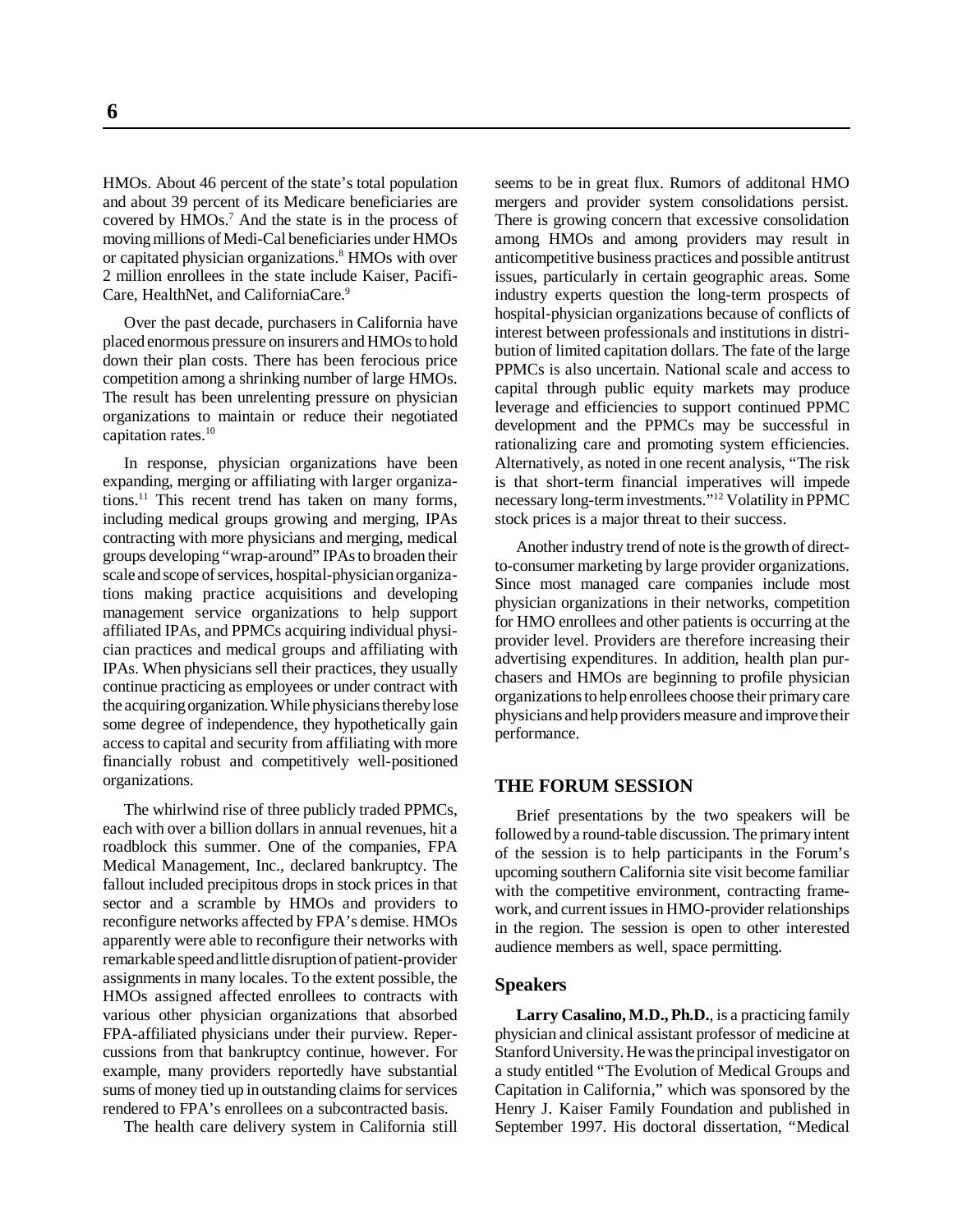HMOs. About 46 percent of the state's total population and about 39 percent of its Medicare beneficiaries are covered by HMOs.[7] And the state is in the process of moving millions of Medi-Cal beneficiaries under HMOs or capitated physician organizations.[8] HMOs with over 2 million enrollees in the state include Kaiser, PacifiCare, HealthNet, and CaliforniaCare.[9]

Over the past decade, purchasers in California have placed enormous pressure on insurers and HMOs to hold down their plan costs. There has been ferocious price competition among a shrinking number of large HMOs. The result has been unrelenting pressure on physician organizations to maintain or reduce their negotiated capitation rates.[10]

In response, physician organizations have been expanding, merging or affiliating with larger organizations.[11] This recent trend has taken on many forms, including medical groups growing and merging, IPAs contracting with more physicians and merging, medical groups developing "wrap-around" IPAs to broaden their scale and scope of services, hospital-physician organizations making practice acquisitions and developing management service organizations to help support affiliated IPAs, and PPMCs acquiring individual physician practices and medical groups and affiliating with IPAs. When physicians sell their practices, they usually continue practicing as employees or under contract with the acquiring organization. While physicians thereby lose some degree of independence, they hypothetically gain access to capital and security from affiliating with more financially robust and competitively well-positioned organizations.

The whirlwind rise of three publicly traded PPMCs, each with over a billion dollars in annual revenues, hit a roadblock this summer. One of the companies, FPA Medical Management, Inc., declared bankruptcy. The fallout included precipitous drops in stock prices in that sector and a scramble by HMOs and providers to reconfigure networks affected by FPA's demise. HMOs apparently were able to reconfigure their networks with remarkable speed and little disruption of patient-provider assignments in many locales. To the extent possible, the HMOs assigned affected enrollees to contracts with various other physician organizations that absorbed FPA-affiliated physicians under their purview. Repercussions from that bankruptcy continue, however. For example, many providers reportedly have substantial sums of money tied up in outstanding claims for services rendered to FPA's enrollees on a subcontracted basis.

The health care delivery system in California still seems to be in great flux. Rumors of additonal HMO mergers and provider system consolidations persist. There is growing concern that excessive consolidation among HMOs and among providers may result in anticompetitive business practices and possible antitrust issues, particularly in certain geographic areas. Some industry experts question the long-term prospects of hospital-physician organizations because of conflicts of interest between professionals and institutions in distribution of limited capitation dollars. The fate of the large PPMCs is also uncertain. National scale and access to capital through public equity markets may produce leverage and efficiencies to support continued PPMC development and the PPMCs may be successful in rationalizing care and promoting system efficiencies. Alternatively, as noted in one recent analysis, "The risk is that short-term financial imperatives will impede necessary long-term investments."[12] Volatility in PPMC stock prices is a major threat to their success.

Another industry trend of note is the growth of direct-to-consumer marketing by large provider organizations. Since most managed care companies include most physician organizations in their networks, competition for HMO enrollees and other patients is occurring at the provider level. Providers are therefore increasing their advertising expenditures. In addition, health plan purchasers and HMOs are beginning to profile physician organizations to help enrollees choose their primary care physicians and help providers measure and improve their performance.

## THE FORUM SESSION

Brief presentations by the two speakers will be followed by a round-table discussion. The primary intent of the session is to help participants in the Forum's upcoming southern California site visit become familiar with the competitive environment, contracting framework, and current issues in HMO-provider relationships in the region. The session is open to other interested audience members as well, space permitting.

### Speakers

**Larry Casalino, M.D., Ph.D.**, is a practicing family physician and clinical assistant professor of medicine at Stanford University. He was the principal investigator on a study entitled "The Evolution of Medical Groups and Capitation in California," which was sponsored by the Henry J. Kaiser Family Foundation and published in September 1997. His doctoral dissertation, "Medical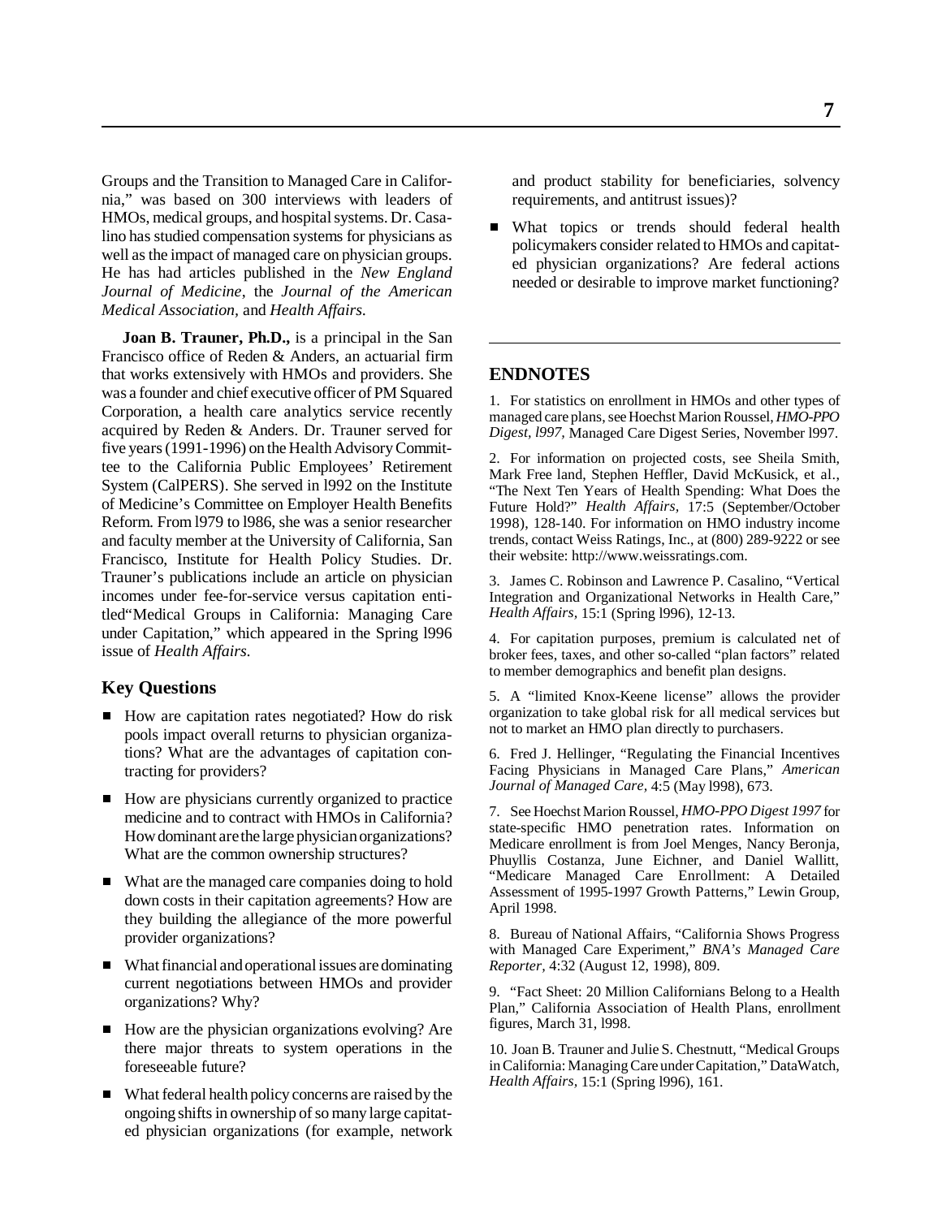Groups and the Transition to Managed Care in California," was based on 300 interviews with leaders of HMOs, medical groups, and hospital systems. Dr. Casalino has studied compensation systems for physicians as well as the impact of managed care on physician groups. He has had articles published in the *New England Journal of Medicine*, the *Journal of the American Medical Association*, and *Health Affairs*.

**Joan B. Trauner, Ph.D.,** is a principal in the San Francisco office of Reden & Anders, an actuarial firm that works extensively with HMOs and providers. She was a founder and chief executive officer of PM Squared Corporation, a health care analytics service recently acquired by Reden & Anders. Dr. Trauner served for five years (1991-1996) on the Health Advisory Committee to the California Public Employees' Retirement System (CalPERS). She served in l992 on the Institute of Medicine's Committee on Employer Health Benefits Reform. From l979 to l986, she was a senior researcher and faculty member at the University of California, San Francisco, Institute for Health Policy Studies. Dr. Trauner's publications include an article on physician incomes under fee-for-service versus capitation entitled"Medical Groups in California: Managing Care under Capitation," which appeared in the Spring l996 issue of *Health Affairs*.

## Key Questions

- How are capitation rates negotiated? How do risk pools impact overall returns to physician organizations? What are the advantages of capitation contracting for providers?
- How are physicians currently organized to practice medicine and to contract with HMOs in California? How dominant are the large physician organizations? What are the common ownership structures?
- What are the managed care companies doing to hold down costs in their capitation agreements? How are they building the allegiance of the more powerful provider organizations?
- What financial and operational issues are dominating current negotiations between HMOs and provider organizations? Why?
- How are the physician organizations evolving? Are there major threats to system operations in the foreseeable future?
- What federal health policy concerns are raised by the ongoing shifts in ownership of so many large capitated physician organizations (for example, network and product stability for beneficiaries, solvency requirements, and antitrust issues)?
- What topics or trends should federal health policymakers consider related to HMOs and capitated physician organizations? Are federal actions needed or desirable to improve market functioning?

## ENDNOTES

1. For statistics on enrollment in HMOs and other types of managed care plans, see Hoechst Marion Roussel, *HMO-PPO Digest, l997,* Managed Care Digest Series, November l997.

2. For information on projected costs, see Sheila Smith, Mark Free land, Stephen Heffler, David McKusick, et al., "The Next Ten Years of Health Spending: What Does the Future Hold?" *Health Affairs,* 17:5 (September/October 1998), 128-140. For information on HMO industry income trends, contact Weiss Ratings, Inc., at (800) 289-9222 or see their website: http://www.weissratings.com.

3. James C. Robinson and Lawrence P. Casalino, "Vertical Integration and Organizational Networks in Health Care," *Health Affairs,* 15:1 (Spring l996), 12-13.

4. For capitation purposes, premium is calculated net of broker fees, taxes, and other so-called "plan factors" related to member demographics and benefit plan designs.

5. A "limited Knox-Keene license" allows the provider organization to take global risk for all medical services but not to market an HMO plan directly to purchasers.

6. Fred J. Hellinger, "Regulating the Financial Incentives Facing Physicians in Managed Care Plans," *American Journal of Managed Care*, 4:5 (May l998), 673.

7. See Hoechst Marion Roussel, *HMO-PPO Digest 1997* for state-specific HMO penetration rates. Information on Medicare enrollment is from Joel Menges, Nancy Beronja, Phuyllis Costanza, June Eichner, and Daniel Wallitt, "Medicare Managed Care Enrollment: A Detailed Assessment of 1995-1997 Growth Patterns," Lewin Group, April 1998.

8. Bureau of National Affairs, "California Shows Progress with Managed Care Experiment," *BNA's Managed Care Reporter,* 4:32 (August 12, 1998), 809.

9. "Fact Sheet: 20 Million Californians Belong to a Health Plan," California Association of Health Plans, enrollment figures, March 31, l998.

10. Joan B. Trauner and Julie S. Chestnutt, "Medical Groups in California: Managing Care under Capitation," DataWatch, *Health Affairs,* 15:1 (Spring l996), 161.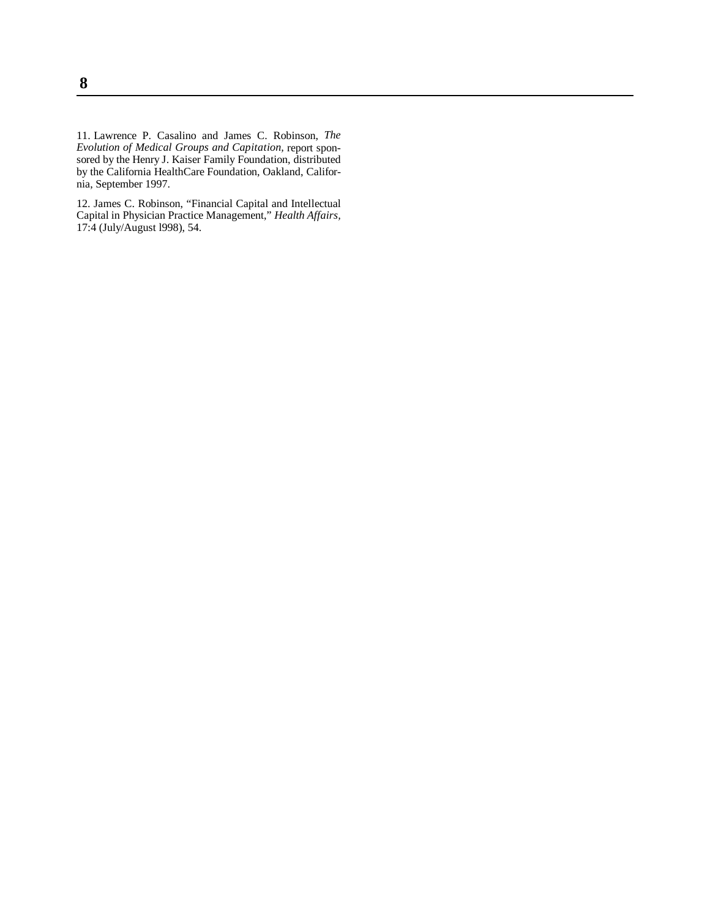11. Lawrence P. Casalino and James C. Robinson, *The Evolution of Medical Groups and Capitation,* report sponsored by the Henry J. Kaiser Family Foundation, distributed by the California HealthCare Foundation, Oakland, California, September 1997.

12. James C. Robinson, "Financial Capital and Intellectual Capital in Physician Practice Management," *Health Affairs,* 17:4 (July/August l998), 54.